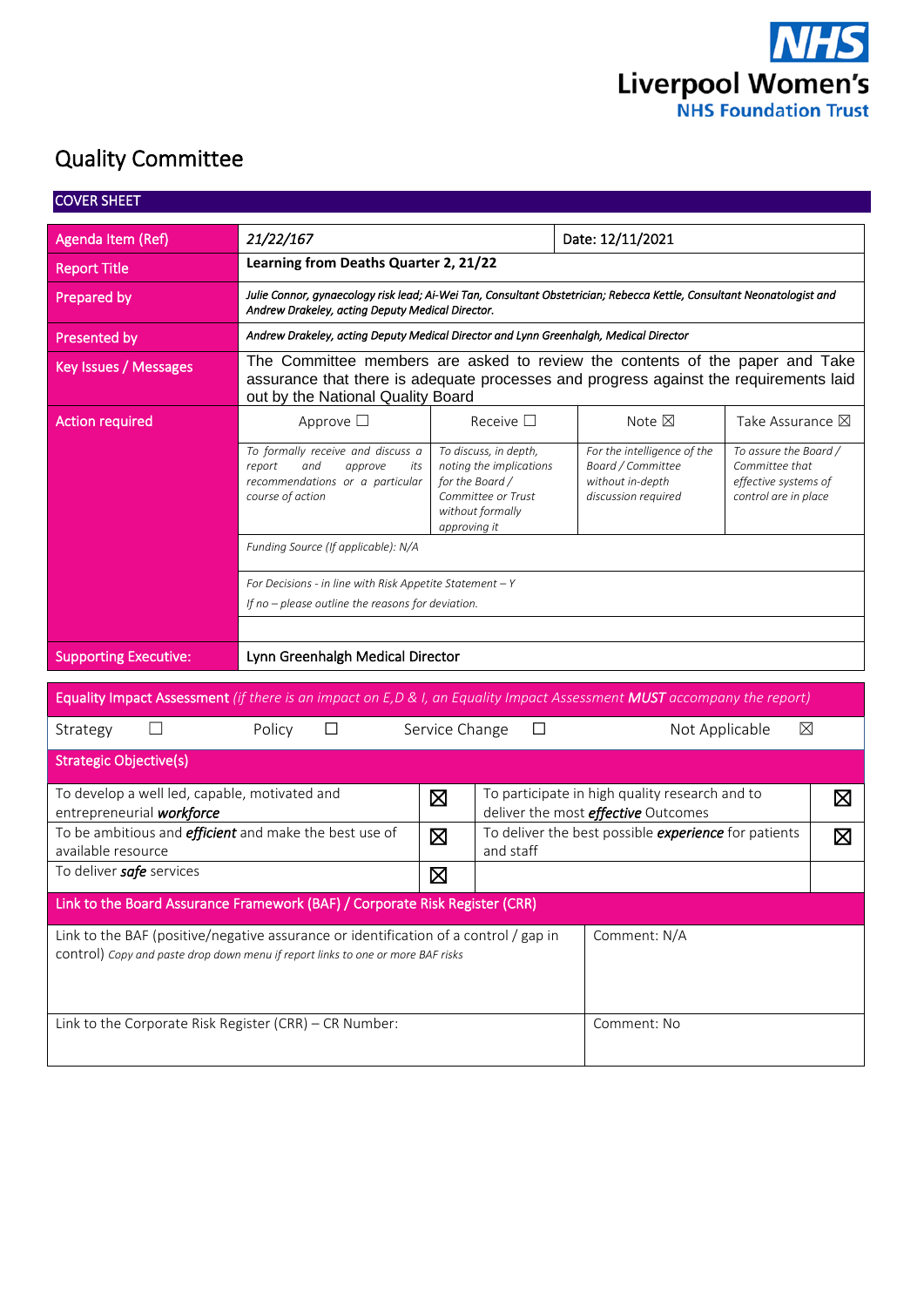NHS Liverpool Women's NHS Foundation Trust

# Quality Committee

## COVER SHEET

| Agenda Item (Ref) | 21/22/167 | | Date: 12/11/2021 | |
|---|---|---|---|---|
| Report Title | **Learning from Deaths Quarter 2, 21/22** | | | |
| Prepared by | *Julie Connor, gynaecology risk lead; Ai-Wei Tan, Consultant Obstetrician; Rebecca Kettle, Consultant Neonatologist and Andrew Drakeley, acting Deputy Medical Director.* | | | |
| Presented by | *Andrew Drakeley, acting Deputy Medical Director and Lynn Greenhalgh, Medical Director* | | | |
| Key Issues / Messages | The Committee members are asked to review the contents of the paper and Take assurance that there is adequate processes and progress against the requirements laid out by the National Quality Board | | | |
| Action required | Approve ☐ | Receive ☐ | Note ☒ | Take Assurance ☒ |
| | *To formally receive and discuss a report and approve its recommendations or a particular course of action* | *To discuss, in depth, noting the implications for the Board / Committee or Trust without formally approving it* | *For the intelligence of the Board / Committee without in-depth discussion required* | *To assure the Board / Committee that effective systems of control are in place* |
| | *Funding Source (If applicable): N/A* | | | |
| | *For Decisions - in line with Risk Appetite Statement – Y*<br>*If no – please outline the reasons for deviation.* | | | |
| | | | | |
| Supporting Executive: | Lynn Greenhalgh Medical Director | | | |

| **Equality Impact Assessment** *(if there is an impact on E,D & I, an Equality Impact Assessment **MUST** accompany the report)* | | | |
|---|---|---|---|
| Strategy ☐ | Policy ☐ | Service Change ☐ | Not Applicable ☒ |

| **Strategic Objective(s)** | | | |
|---|---|---|---|
| To develop a well led, capable, motivated and entrepreneurial ***workforce*** | ☒ | To participate in high quality research and to deliver the most ***effective*** Outcomes | ☒ |
| To be ambitious and ***efficient*** and make the best use of available resource | ☒ | To deliver the best possible ***experience*** for patients and staff | ☒ |
| To deliver ***safe*** services | ☒ | | |

| **Link to the Board Assurance Framework (BAF) / Corporate Risk Register (CRR)** | |
|---|---|
| Link to the BAF (positive/negative assurance or identification of a control / gap in control) *Copy and paste drop down menu if report links to one or more BAF risks* | Comment: N/A |
| Link to the Corporate Risk Register (CRR) – CR Number: | Comment: No |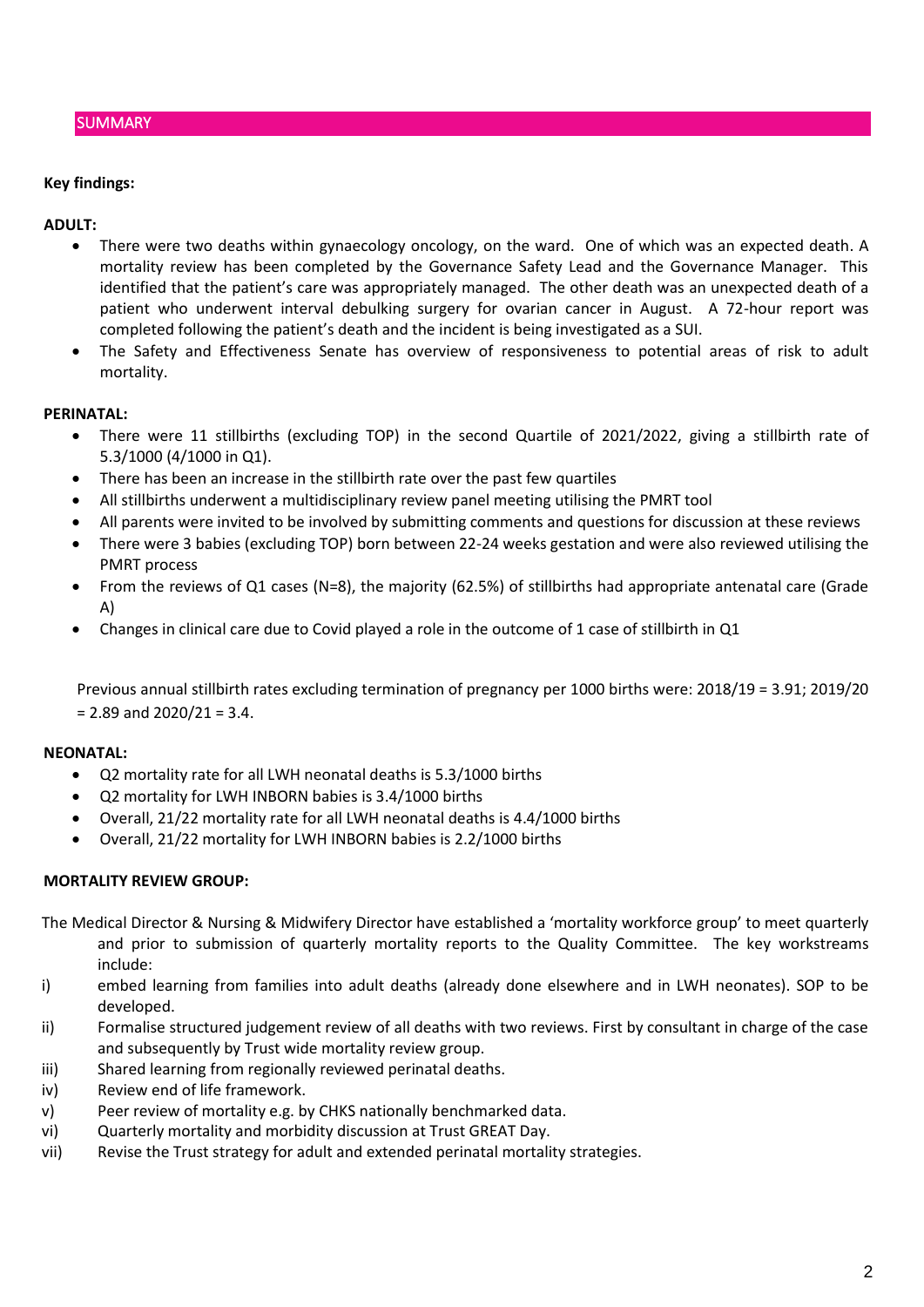## SUMMARY

**Key findings:**

**ADULT:**

- There were two deaths within gynaecology oncology, on the ward. One of which was an expected death. A mortality review has been completed by the Governance Safety Lead and the Governance Manager. This identified that the patient's care was appropriately managed. The other death was an unexpected death of a patient who underwent interval debulking surgery for ovarian cancer in August. A 72-hour report was completed following the patient's death and the incident is being investigated as a SUI.
- The Safety and Effectiveness Senate has overview of responsiveness to potential areas of risk to adult mortality.

**PERINATAL:**

- There were 11 stillbirths (excluding TOP) in the second Quartile of 2021/2022, giving a stillbirth rate of 5.3/1000 (4/1000 in Q1).
- There has been an increase in the stillbirth rate over the past few quartiles
- All stillbirths underwent a multidisciplinary review panel meeting utilising the PMRT tool
- All parents were invited to be involved by submitting comments and questions for discussion at these reviews
- There were 3 babies (excluding TOP) born between 22-24 weeks gestation and were also reviewed utilising the PMRT process
- From the reviews of Q1 cases (N=8), the majority (62.5%) of stillbirths had appropriate antenatal care (Grade A)
- Changes in clinical care due to Covid played a role in the outcome of 1 case of stillbirth in Q1

Previous annual stillbirth rates excluding termination of pregnancy per 1000 births were: 2018/19 = 3.91; 2019/20 = 2.89 and 2020/21 = 3.4.

**NEONATAL:**

- Q2 mortality rate for all LWH neonatal deaths is 5.3/1000 births
- Q2 mortality for LWH INBORN babies is 3.4/1000 births
- Overall, 21/22 mortality rate for all LWH neonatal deaths is 4.4/1000 births
- Overall, 21/22 mortality for LWH INBORN babies is 2.2/1000 births

**MORTALITY REVIEW GROUP:**

The Medical Director & Nursing & Midwifery Director have established a 'mortality workforce group' to meet quarterly and prior to submission of quarterly mortality reports to the Quality Committee. The key workstreams include:

i) embed learning from families into adult deaths (already done elsewhere and in LWH neonates). SOP to be developed.
ii) Formalise structured judgement review of all deaths with two reviews. First by consultant in charge of the case and subsequently by Trust wide mortality review group.
iii) Shared learning from regionally reviewed perinatal deaths.
iv) Review end of life framework.
v) Peer review of mortality e.g. by CHKS nationally benchmarked data.
vi) Quarterly mortality and morbidity discussion at Trust GREAT Day.
vii) Revise the Trust strategy for adult and extended perinatal mortality strategies.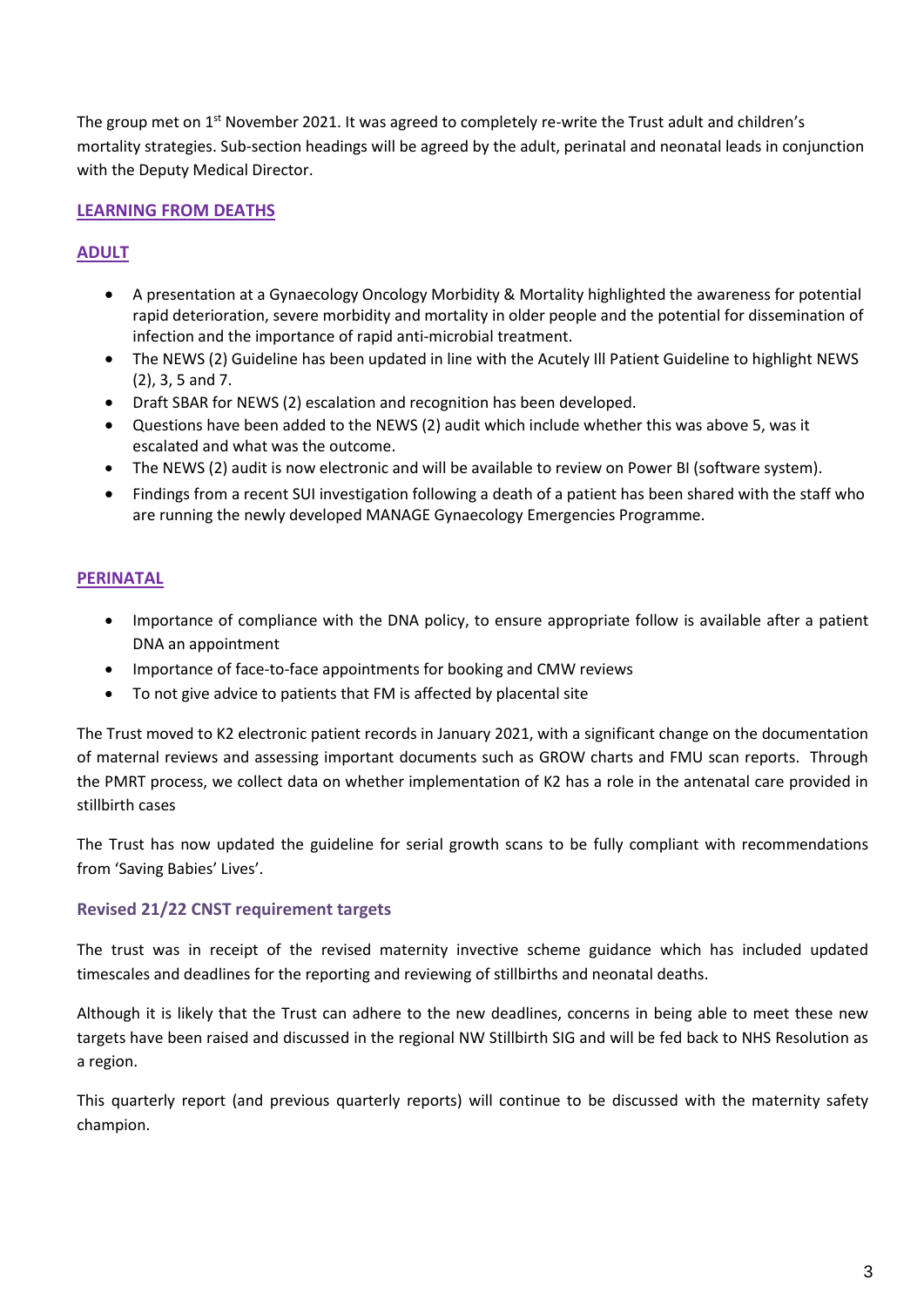The group met on 1st November 2021. It was agreed to completely re-write the Trust adult and children's mortality strategies. Sub-section headings will be agreed by the adult, perinatal and neonatal leads in conjunction with the Deputy Medical Director.

## LEARNING FROM DEATHS

### ADULT

- A presentation at a Gynaecology Oncology Morbidity & Mortality highlighted the awareness for potential rapid deterioration, severe morbidity and mortality in older people and the potential for dissemination of infection and the importance of rapid anti-microbial treatment.
- The NEWS (2) Guideline has been updated in line with the Acutely Ill Patient Guideline to highlight NEWS (2), 3, 5 and 7.
- Draft SBAR for NEWS (2) escalation and recognition has been developed.
- Questions have been added to the NEWS (2) audit which include whether this was above 5, was it escalated and what was the outcome.
- The NEWS (2) audit is now electronic and will be available to review on Power BI (software system).
- Findings from a recent SUI investigation following a death of a patient has been shared with the staff who are running the newly developed MANAGE Gynaecology Emergencies Programme.

### PERINATAL

- Importance of compliance with the DNA policy, to ensure appropriate follow is available after a patient DNA an appointment
- Importance of face-to-face appointments for booking and CMW reviews
- To not give advice to patients that FM is affected by placental site

The Trust moved to K2 electronic patient records in January 2021, with a significant change on the documentation of maternal reviews and assessing important documents such as GROW charts and FMU scan reports. Through the PMRT process, we collect data on whether implementation of K2 has a role in the antenatal care provided in stillbirth cases

The Trust has now updated the guideline for serial growth scans to be fully compliant with recommendations from 'Saving Babies' Lives'.

#### Revised 21/22 CNST requirement targets

The trust was in receipt of the revised maternity invective scheme guidance which has included updated timescales and deadlines for the reporting and reviewing of stillbirths and neonatal deaths.

Although it is likely that the Trust can adhere to the new deadlines, concerns in being able to meet these new targets have been raised and discussed in the regional NW Stillbirth SIG and will be fed back to NHS Resolution as a region.

This quarterly report (and previous quarterly reports) will continue to be discussed with the maternity safety champion.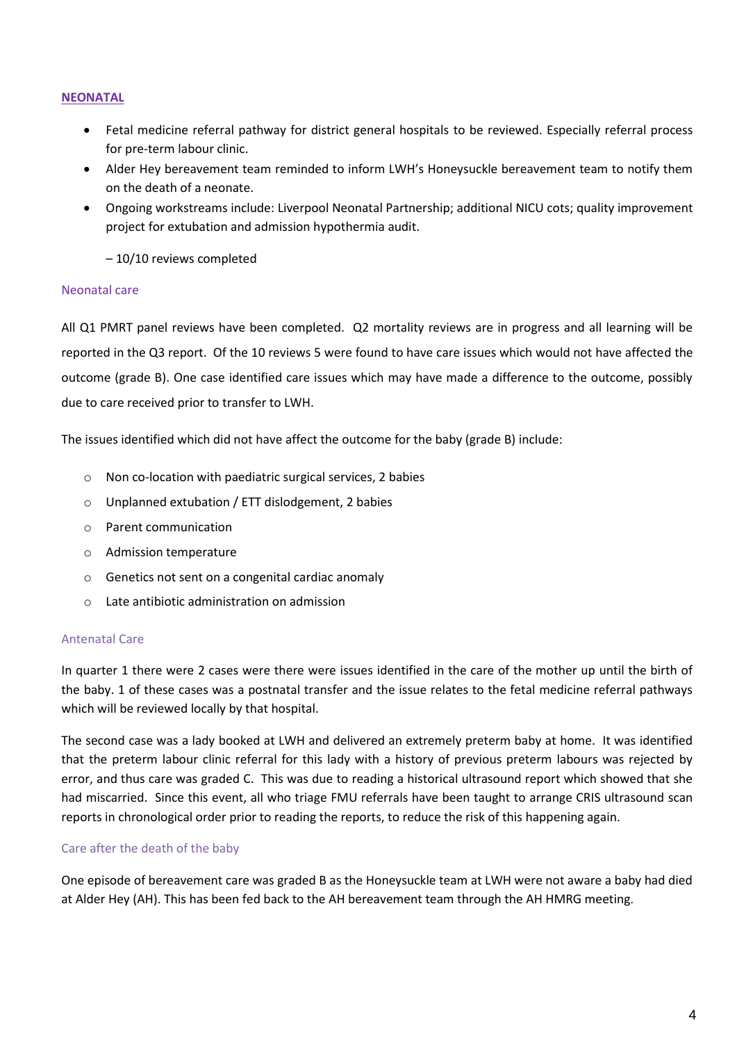## NEONATAL

- Fetal medicine referral pathway for district general hospitals to be reviewed. Especially referral process for pre-term labour clinic.
- Alder Hey bereavement team reminded to inform LWH's Honeysuckle bereavement team to notify them on the death of a neonate.
- Ongoing workstreams include: Liverpool Neonatal Partnership; additional NICU cots; quality improvement project for extubation and admission hypothermia audit.

  – 10/10 reviews completed

### Neonatal care

All Q1 PMRT panel reviews have been completed. Q2 mortality reviews are in progress and all learning will be reported in the Q3 report. Of the 10 reviews 5 were found to have care issues which would not have affected the outcome (grade B). One case identified care issues which may have made a difference to the outcome, possibly due to care received prior to transfer to LWH.

The issues identified which did not have affect the outcome for the baby (grade B) include:

- Non co-location with paediatric surgical services, 2 babies
- Unplanned extubation / ETT dislodgement, 2 babies
- Parent communication
- Admission temperature
- Genetics not sent on a congenital cardiac anomaly
- Late antibiotic administration on admission

### Antenatal Care

In quarter 1 there were 2 cases were there were issues identified in the care of the mother up until the birth of the baby. 1 of these cases was a postnatal transfer and the issue relates to the fetal medicine referral pathways which will be reviewed locally by that hospital.

The second case was a lady booked at LWH and delivered an extremely preterm baby at home. It was identified that the preterm labour clinic referral for this lady with a history of previous preterm labours was rejected by error, and thus care was graded C. This was due to reading a historical ultrasound report which showed that she had miscarried. Since this event, all who triage FMU referrals have been taught to arrange CRIS ultrasound scan reports in chronological order prior to reading the reports, to reduce the risk of this happening again.

### Care after the death of the baby

One episode of bereavement care was graded B as the Honeysuckle team at LWH were not aware a baby had died at Alder Hey (AH). This has been fed back to the AH bereavement team through the AH HMRG meeting.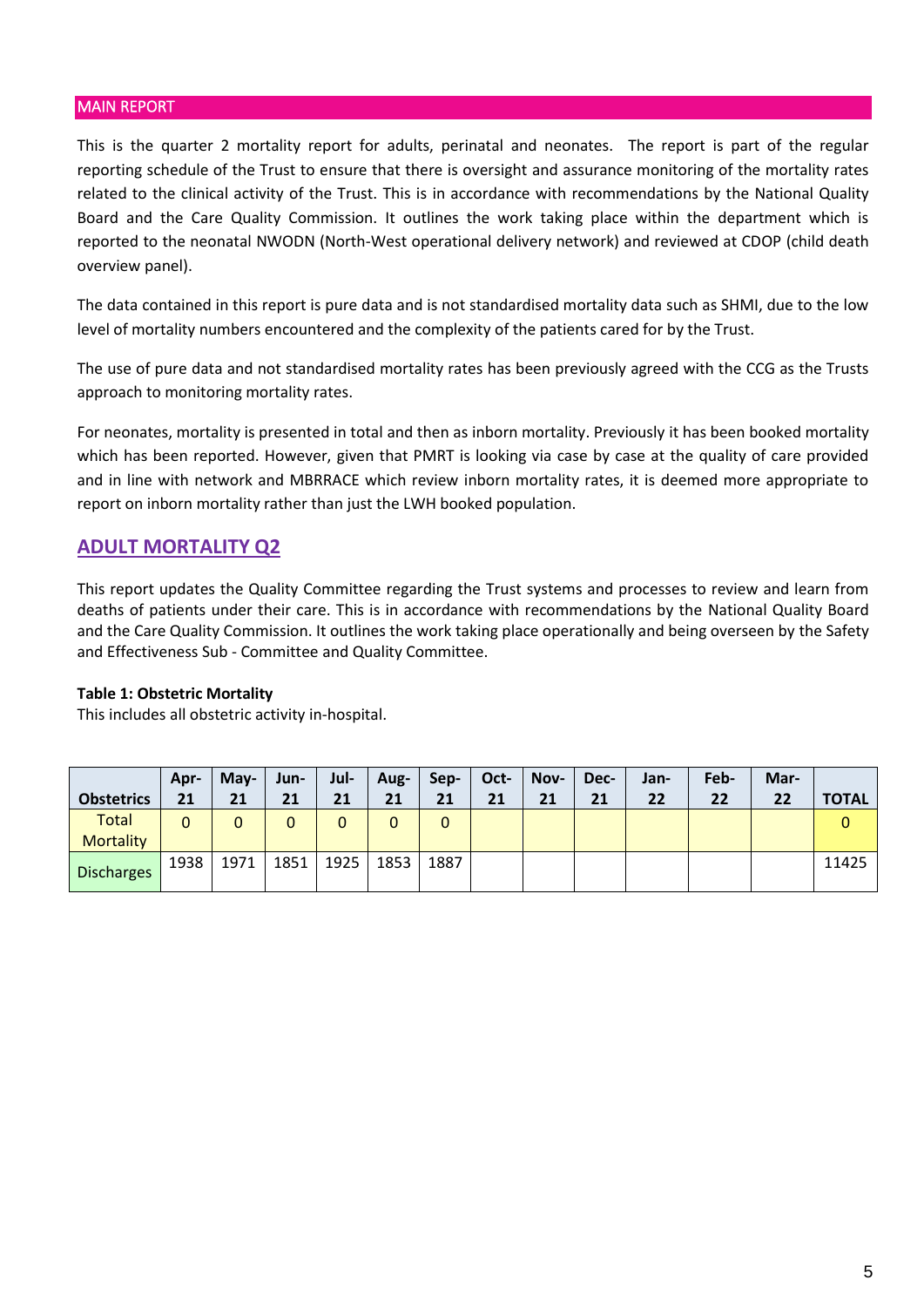## MAIN REPORT

This is the quarter 2 mortality report for adults, perinatal and neonates. The report is part of the regular reporting schedule of the Trust to ensure that there is oversight and assurance monitoring of the mortality rates related to the clinical activity of the Trust. This is in accordance with recommendations by the National Quality Board and the Care Quality Commission. It outlines the work taking place within the department which is reported to the neonatal NWODN (North-West operational delivery network) and reviewed at CDOP (child death overview panel).

The data contained in this report is pure data and is not standardised mortality data such as SHMI, due to the low level of mortality numbers encountered and the complexity of the patients cared for by the Trust.

The use of pure data and not standardised mortality rates has been previously agreed with the CCG as the Trusts approach to monitoring mortality rates.

For neonates, mortality is presented in total and then as inborn mortality. Previously it has been booked mortality which has been reported. However, given that PMRT is looking via case by case at the quality of care provided and in line with network and MBRRACE which review inborn mortality rates, it is deemed more appropriate to report on inborn mortality rather than just the LWH booked population.

## ADULT MORTALITY Q2

This report updates the Quality Committee regarding the Trust systems and processes to review and learn from deaths of patients under their care. This is in accordance with recommendations by the National Quality Board and the Care Quality Commission. It outlines the work taking place operationally and being overseen by the Safety and Effectiveness Sub - Committee and Quality Committee.

**Table 1: Obstetric Mortality**

This includes all obstetric activity in-hospital.

| Obstetrics | Apr-21 | May-21 | Jun-21 | Jul-21 | Aug-21 | Sep-21 | Oct-21 | Nov-21 | Dec-21 | Jan-22 | Feb-22 | Mar-22 | TOTAL |
|---|---|---|---|---|---|---|---|---|---|---|---|---|---|
| Total Mortality | 0 | 0 | 0 | 0 | 0 | 0 | | | | | | | 0 |
| Discharges | 1938 | 1971 | 1851 | 1925 | 1853 | 1887 | | | | | | | 11425 |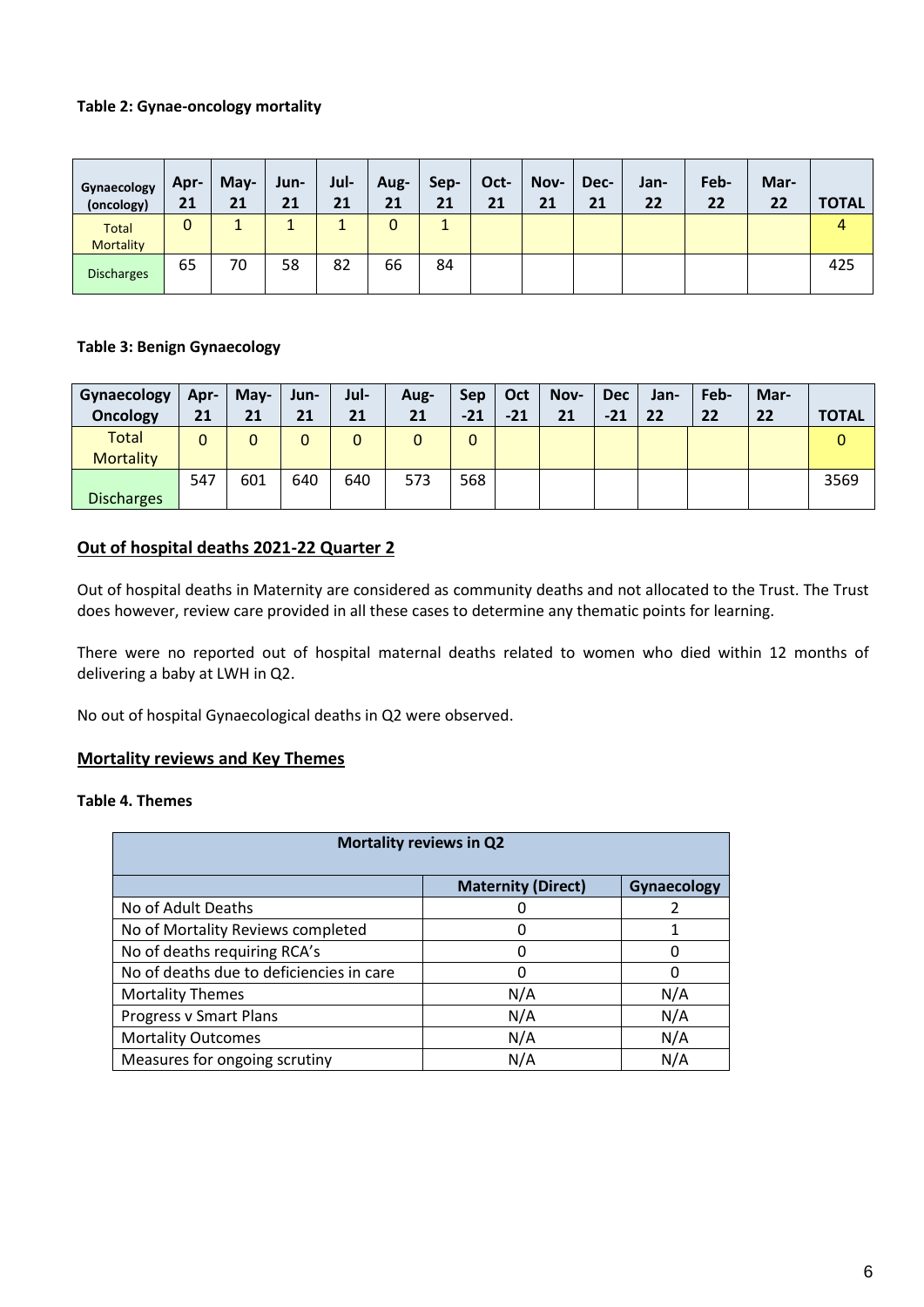**Table 2: Gynae-oncology mortality**

| Gynaecology (oncology) | Apr-21 | May-21 | Jun-21 | Jul-21 | Aug-21 | Sep-21 | Oct-21 | Nov-21 | Dec-21 | Jan-22 | Feb-22 | Mar-22 | TOTAL |
|---|---|---|---|---|---|---|---|---|---|---|---|---|---|
| Total Mortality | 0 | 1 | 1 | 1 | 0 | 1 | | | | | | | 4 |
| Discharges | 65 | 70 | 58 | 82 | 66 | 84 | | | | | | | 425 |

**Table 3: Benign Gynaecology**

| Gynaecology Oncology | Apr-21 | May-21 | Jun-21 | Jul-21 | Aug-21 | Sep-21 | Oct-21 | Nov-21 | Dec-21 | Jan-22 | Feb-22 | Mar-22 | TOTAL |
|---|---|---|---|---|---|---|---|---|---|---|---|---|---|
| Total Mortality | 0 | 0 | 0 | 0 | 0 | 0 | | | | | | | 0 |
| Discharges | 547 | 601 | 640 | 640 | 573 | 568 | | | | | | | 3569 |

## Out of hospital deaths 2021-22 Quarter 2

Out of hospital deaths in Maternity are considered as community deaths and not allocated to the Trust. The Trust does however, review care provided in all these cases to determine any thematic points for learning.

There were no reported out of hospital maternal deaths related to women who died within 12 months of delivering a baby at LWH in Q2.

No out of hospital Gynaecological deaths in Q2 were observed.

## Mortality reviews and Key Themes

**Table 4. Themes**

| Mortality reviews in Q2 | | |
|---|---|---|
| | **Maternity (Direct)** | **Gynaecology** |
| No of Adult Deaths | 0 | 2 |
| No of Mortality Reviews completed | 0 | 1 |
| No of deaths requiring RCA's | 0 | 0 |
| No of deaths due to deficiencies in care | 0 | 0 |
| Mortality Themes | N/A | N/A |
| Progress v Smart Plans | N/A | N/A |
| Mortality Outcomes | N/A | N/A |
| Measures for ongoing scrutiny | N/A | N/A |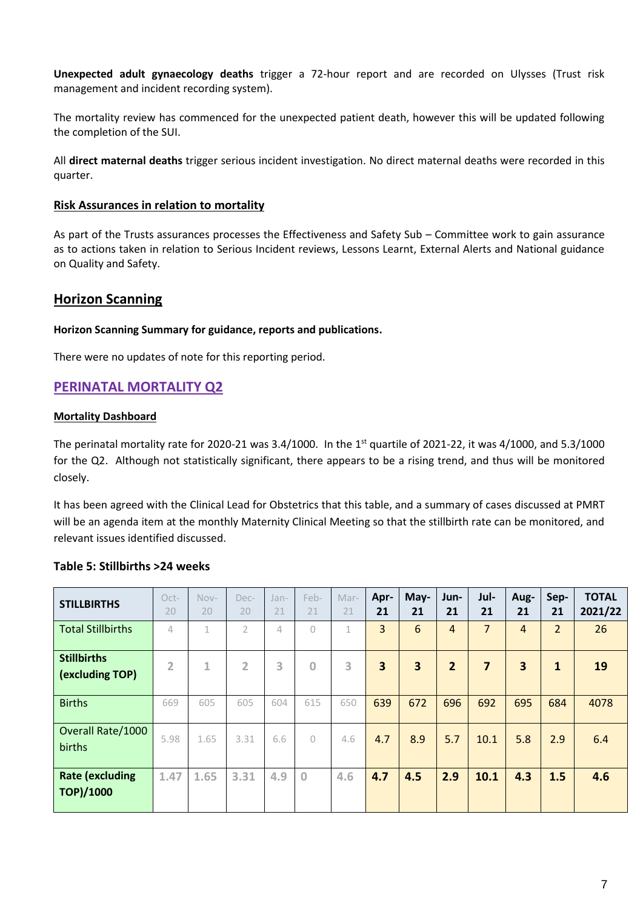**Unexpected adult gynaecology deaths** trigger a 72-hour report and are recorded on Ulysses (Trust risk management and incident recording system).

The mortality review has commenced for the unexpected patient death, however this will be updated following the completion of the SUI.

All **direct maternal deaths** trigger serious incident investigation. No direct maternal deaths were recorded in this quarter.

**Risk Assurances in relation to mortality**

As part of the Trusts assurances processes the Effectiveness and Safety Sub – Committee work to gain assurance as to actions taken in relation to Serious Incident reviews, Lessons Learnt, External Alerts and National guidance on Quality and Safety.

## Horizon Scanning

**Horizon Scanning Summary for guidance, reports and publications.**

There were no updates of note for this reporting period.

## PERINATAL MORTALITY Q2

**Mortality Dashboard**

The perinatal mortality rate for 2020-21 was 3.4/1000. In the 1st quartile of 2021-22, it was 4/1000, and 5.3/1000 for the Q2. Although not statistically significant, there appears to be a rising trend, and thus will be monitored closely.

It has been agreed with the Clinical Lead for Obstetrics that this table, and a summary of cases discussed at PMRT will be an agenda item at the monthly Maternity Clinical Meeting so that the stillbirth rate can be monitored, and relevant issues identified discussed.

**Table 5: Stillbirths >24 weeks**

| STILLBIRTHS | Oct-20 | Nov-20 | Dec-20 | Jan-21 | Feb-21 | Mar-21 | Apr-21 | May-21 | Jun-21 | Jul-21 | Aug-21 | Sep-21 | TOTAL 2021/22 |
|---|---|---|---|---|---|---|---|---|---|---|---|---|---|
| Total Stillbirths | 4 | 1 | 2 | 4 | 0 | 1 | 3 | 6 | 4 | 7 | 4 | 2 | 26 |
| **Stillbirths (excluding TOP)** | 2 | 1 | 2 | 3 | 0 | 3 | **3** | **3** | **2** | **7** | **3** | **1** | **19** |
| Births | 669 | 605 | 605 | 604 | 615 | 650 | 639 | 672 | 696 | 692 | 695 | 684 | 4078 |
| Overall Rate/1000 births | 5.98 | 1.65 | 3.31 | 6.6 | 0 | 4.6 | 4.7 | 8.9 | 5.7 | 10.1 | 5.8 | 2.9 | 6.4 |
| **Rate (excluding TOP)/1000** | 1.47 | 1.65 | 3.31 | 4.9 | 0 | 4.6 | **4.7** | **4.5** | **2.9** | **10.1** | **4.3** | **1.5** | **4.6** |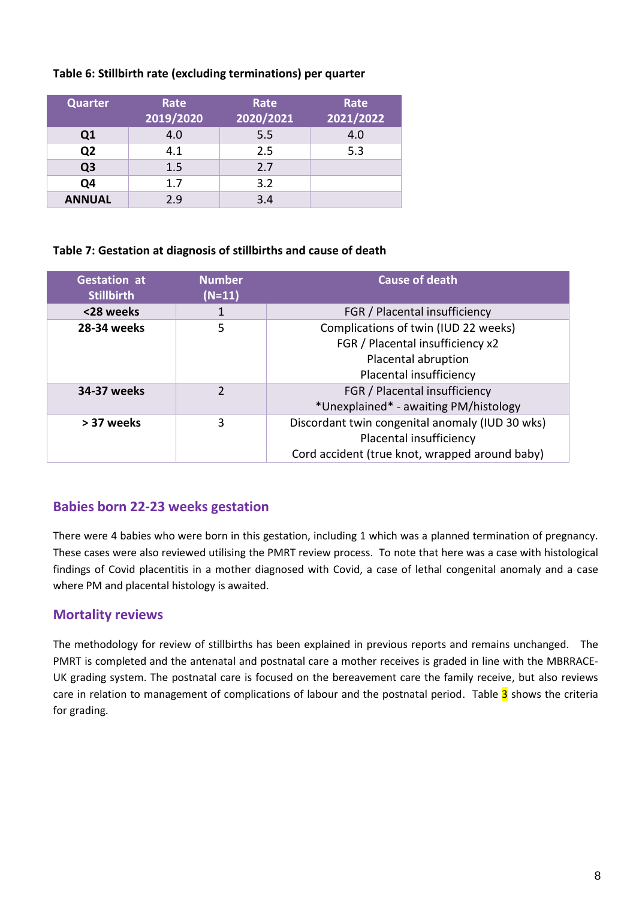**Table 6: Stillbirth rate (excluding terminations) per quarter**

| Quarter | Rate 2019/2020 | Rate 2020/2021 | Rate 2021/2022 |
|---|---|---|---|
| **Q1** | 4.0 | 5.5 | 4.0 |
| **Q2** | 4.1 | 2.5 | 5.3 |
| **Q3** | 1.5 | 2.7 | |
| **Q4** | 1.7 | 3.2 | |
| **ANNUAL** | 2.9 | 3.4 | |

**Table 7: Gestation at diagnosis of stillbirths and cause of death**

| Gestation at Stillbirth | Number (N=11) | Cause of death |
|---|---|---|
| **<28 weeks** | 1 | FGR / Placental insufficiency |
| **28-34 weeks** | 5 | Complications of twin (IUD 22 weeks)<br>FGR / Placental insufficiency x2<br>Placental abruption<br>Placental insufficiency |
| **34-37 weeks** | 2 | FGR / Placental insufficiency<br>*Unexplained* - awaiting PM/histology |
| **> 37 weeks** | 3 | Discordant twin congenital anomaly (IUD 30 wks)<br>Placental insufficiency<br>Cord accident (true knot, wrapped around baby) |

## Babies born 22-23 weeks gestation

There were 4 babies who were born in this gestation, including 1 which was a planned termination of pregnancy. These cases were also reviewed utilising the PMRT review process. To note that here was a case with histological findings of Covid placentitis in a mother diagnosed with Covid, a case of lethal congenital anomaly and a case where PM and placental histology is awaited.

## Mortality reviews

The methodology for review of stillbirths has been explained in previous reports and remains unchanged. The PMRT is completed and the antenatal and postnatal care a mother receives is graded in line with the MBRRACE-UK grading system. The postnatal care is focused on the bereavement care the family receive, but also reviews care in relation to management of complications of labour and the postnatal period. Table 3 shows the criteria for grading.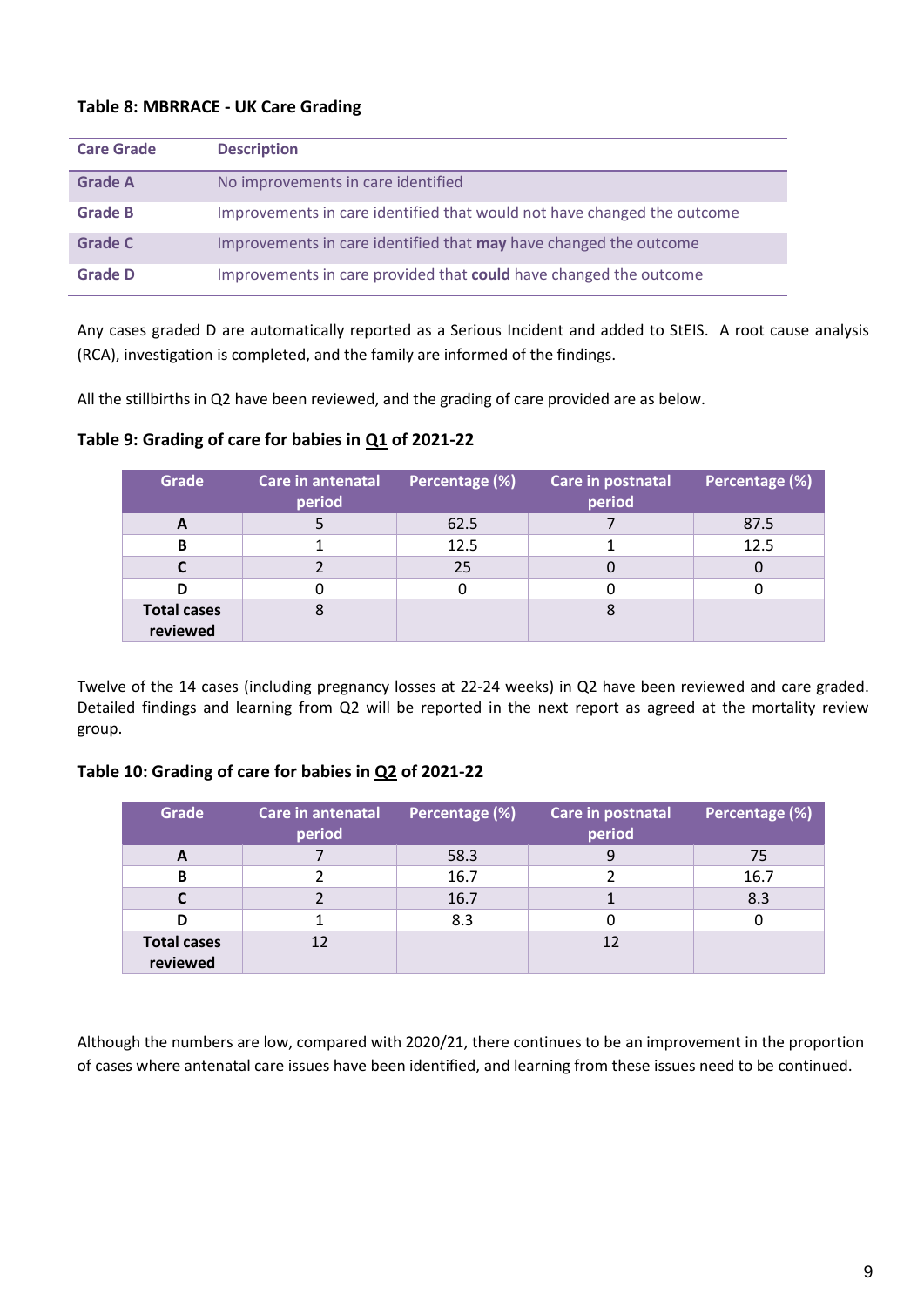**Table 8: MBRRACE - UK Care Grading**

| Care Grade | Description |
|---|---|
| Grade A | No improvements in care identified |
| Grade B | Improvements in care identified that would not have changed the outcome |
| Grade C | Improvements in care identified that **may** have changed the outcome |
| Grade D | Improvements in care provided that **could** have changed the outcome |

Any cases graded D are automatically reported as a Serious Incident and added to StEIS. A root cause analysis (RCA), investigation is completed, and the family are informed of the findings.

All the stillbirths in Q2 have been reviewed, and the grading of care provided are as below.

**Table 9: Grading of care for babies in Q1 of 2021-22**

| Grade | Care in antenatal period | Percentage (%) | Care in postnatal period | Percentage (%) |
|---|---|---|---|---|
| **A** | 5 | 62.5 | 7 | 87.5 |
| **B** | 1 | 12.5 | 1 | 12.5 |
| **C** | 2 | 25 | 0 | 0 |
| **D** | 0 | 0 | 0 | 0 |
| **Total cases reviewed** | 8 | | 8 | |

Twelve of the 14 cases (including pregnancy losses at 22-24 weeks) in Q2 have been reviewed and care graded. Detailed findings and learning from Q2 will be reported in the next report as agreed at the mortality review group.

**Table 10: Grading of care for babies in Q2 of 2021-22**

| Grade | Care in antenatal period | Percentage (%) | Care in postnatal period | Percentage (%) |
|---|---|---|---|---|
| **A** | 7 | 58.3 | 9 | 75 |
| **B** | 2 | 16.7 | 2 | 16.7 |
| **C** | 2 | 16.7 | 1 | 8.3 |
| **D** | 1 | 8.3 | 0 | 0 |
| **Total cases reviewed** | 12 | | 12 | |

Although the numbers are low, compared with 2020/21, there continues to be an improvement in the proportion of cases where antenatal care issues have been identified, and learning from these issues need to be continued.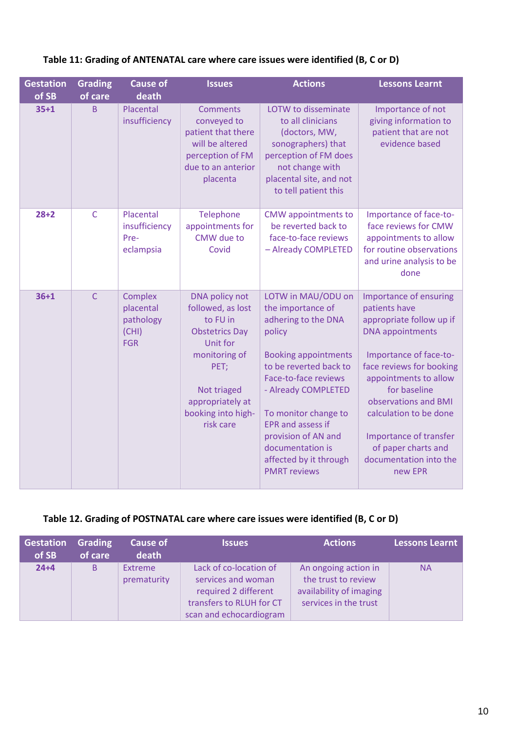**Table 11: Grading of ANTENATAL care where care issues were identified (B, C or D)**

| Gestation of SB | Grading of care | Cause of death | Issues | Actions | Lessons Learnt |
|---|---|---|---|---|---|
| **35+1** | B | Placental insufficiency | Comments conveyed to patient that there will be altered perception of FM due to an anterior placenta | LOTW to disseminate to all clinicians (doctors, MW, sonographers) that perception of FM does not change with placental site, and not to tell patient this | Importance of not giving information to patient that are not evidence based |
| **28+2** | C | Placental insufficiency Pre-eclampsia | Telephone appointments for CMW due to Covid | CMW appointments to be reverted back to face-to-face reviews – Already COMPLETED | Importance of face-to-face reviews for CMW appointments to allow for routine observations and urine analysis to be done |
| **36+1** | C | Complex placental pathology (CHI) FGR | DNA policy not followed, as lost to FU in Obstetrics Day Unit for monitoring of PET;<br><br>Not triaged appropriately at booking into high-risk care | LOTW in MAU/ODU on the importance of adhering to the DNA policy<br><br>Booking appointments to be reverted back to Face-to-face reviews - Already COMPLETED<br><br>To monitor change to EPR and assess if provision of AN and documentation is affected by it through PMRT reviews | Importance of ensuring patients have appropriate follow up if DNA appointments<br><br>Importance of face-to-face reviews for booking appointments to allow for baseline observations and BMI calculation to be done<br><br>Importance of transfer of paper charts and documentation into the new EPR |

**Table 12. Grading of POSTNATAL care where care issues were identified (B, C or D)**

| Gestation of SB | Grading of care | Cause of death | Issues | Actions | Lessons Learnt |
|---|---|---|---|---|---|
| **24+4** | B | Extreme prematurity | Lack of co-location of services and woman required 2 different transfers to RLUH for CT scan and echocardiogram | An ongoing action in the trust to review availability of imaging services in the trust | NA |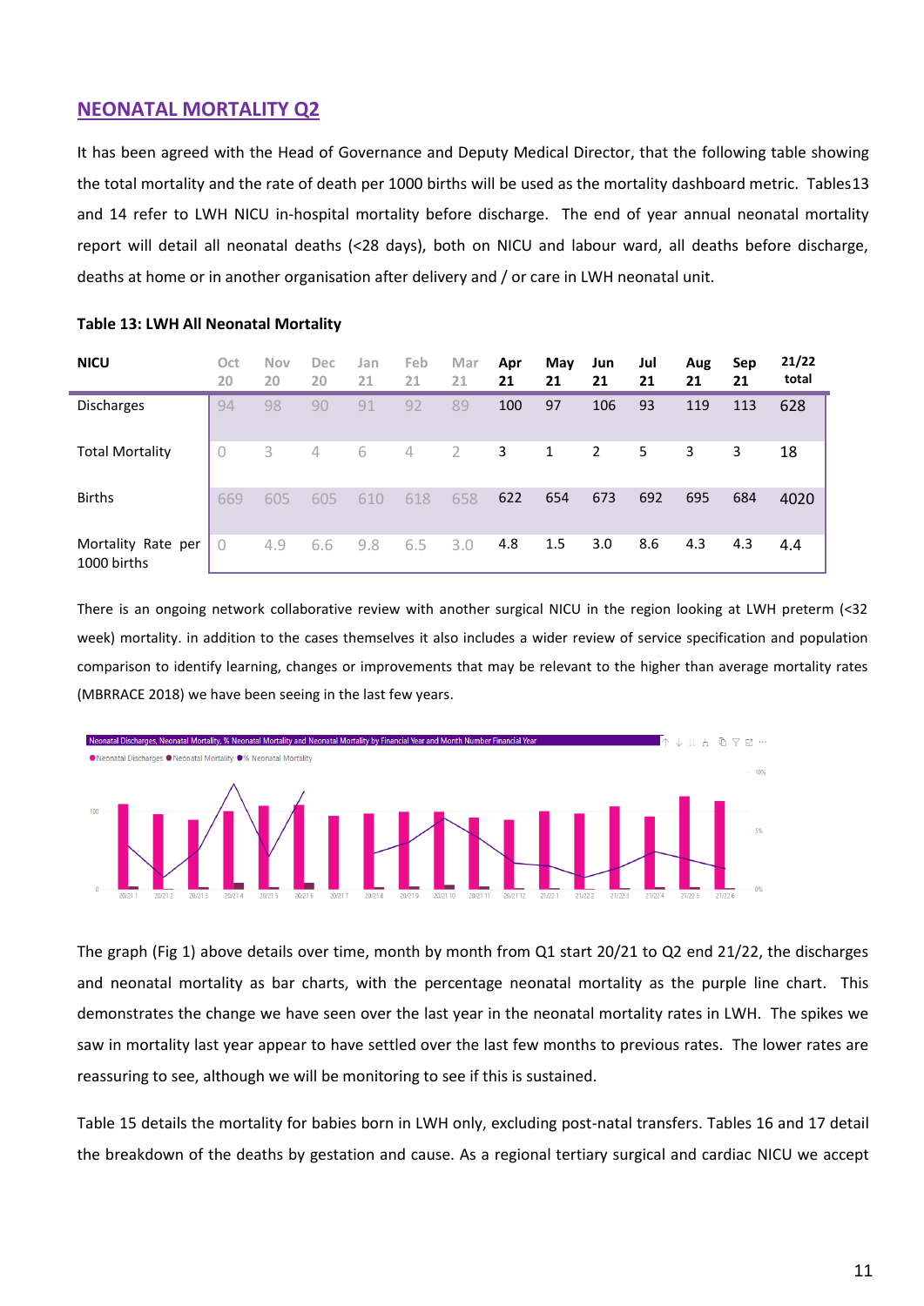## NEONATAL MORTALITY Q2

It has been agreed with the Head of Governance and Deputy Medical Director, that the following table showing the total mortality and the rate of death per 1000 births will be used as the mortality dashboard metric. Tables13 and 14 refer to LWH NICU in-hospital mortality before discharge. The end of year annual neonatal mortality report will detail all neonatal deaths (<28 days), both on NICU and labour ward, all deaths before discharge, deaths at home or in another organisation after delivery and / or care in LWH neonatal unit.

**Table 13: LWH All Neonatal Mortality**

| NICU | Oct 20 | Nov 20 | Dec 20 | Jan 21 | Feb 21 | Mar 21 | Apr 21 | May 21 | Jun 21 | Jul 21 | Aug 21 | Sep 21 | 21/22 total |
|---|---|---|---|---|---|---|---|---|---|---|---|---|---|
| Discharges | 94 | 98 | 90 | 91 | 92 | 89 | 100 | 97 | 106 | 93 | 119 | 113 | 628 |
| Total Mortality | 0 | 3 | 4 | 6 | 4 | 2 | 3 | 1 | 2 | 5 | 3 | 3 | 18 |
| Births | 669 | 605 | 605 | 610 | 618 | 658 | 622 | 654 | 673 | 692 | 695 | 684 | 4020 |
| Mortality Rate per 1000 births | 0 | 4.9 | 6.6 | 9.8 | 6.5 | 3.0 | 4.8 | 1.5 | 3.0 | 8.6 | 4.3 | 4.3 | 4.4 |

There is an ongoing network collaborative review with another surgical NICU in the region looking at LWH preterm (<32 week) mortality. in addition to the cases themselves it also includes a wider review of service specification and population comparison to identify learning, changes or improvements that may be relevant to the higher than average mortality rates (MBRRACE 2018) we have been seeing in the last few years.

The graph (Fig 1) above details over time, month by month from Q1 start 20/21 to Q2 end 21/22, the discharges and neonatal mortality as bar charts, with the percentage neonatal mortality as the purple line chart. This demonstrates the change we have seen over the last year in the neonatal mortality rates in LWH. The spikes we saw in mortality last year appear to have settled over the last few months to previous rates. The lower rates are reassuring to see, although we will be monitoring to see if this is sustained.

Table 15 details the mortality for babies born in LWH only, excluding post-natal transfers. Tables 16 and 17 detail the breakdown of the deaths by gestation and cause. As a regional tertiary surgical and cardiac NICU we accept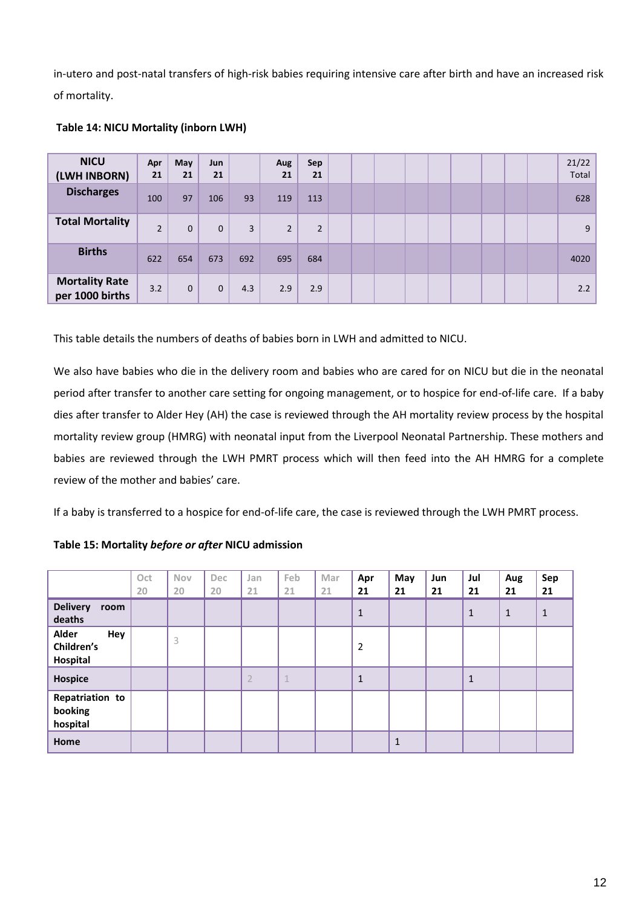in-utero and post-natal transfers of high-risk babies requiring intensive care after birth and have an increased risk of mortality.

**Table 14: NICU Mortality (inborn LWH)**

| NICU (LWH INBORN) | Apr 21 | May 21 | Jun 21 | | Aug 21 | Sep 21 | | | | | | | | | 21/22 Total |
|---|---|---|---|---|---|---|---|---|---|---|---|---|---|---|---|
| **Discharges** | 100 | 97 | 106 | 93 | 119 | 113 | | | | | | | | | 628 |
| **Total Mortality** | 2 | 0 | 0 | 3 | 2 | 2 | | | | | | | | | 9 |
| **Births** | 622 | 654 | 673 | 692 | 695 | 684 | | | | | | | | | 4020 |
| **Mortality Rate per 1000 births** | 3.2 | 0 | 0 | 4.3 | 2.9 | 2.9 | | | | | | | | | 2.2 |

This table details the numbers of deaths of babies born in LWH and admitted to NICU.

We also have babies who die in the delivery room and babies who are cared for on NICU but die in the neonatal period after transfer to another care setting for ongoing management, or to hospice for end-of-life care. If a baby dies after transfer to Alder Hey (AH) the case is reviewed through the AH mortality review process by the hospital mortality review group (HMRG) with neonatal input from the Liverpool Neonatal Partnership. These mothers and babies are reviewed through the LWH PMRT process which will then feed into the AH HMRG for a complete review of the mother and babies' care.

If a baby is transferred to a hospice for end-of-life care, the case is reviewed through the LWH PMRT process.

**Table 15: Mortality *before or after* NICU admission**

| | Oct 20 | Nov 20 | Dec 20 | Jan 21 | Feb 21 | Mar 21 | Apr 21 | May 21 | Jun 21 | Jul 21 | Aug 21 | Sep 21 |
|---|---|---|---|---|---|---|---|---|---|---|---|---|
| **Delivery room deaths** | | | | | | | 1 | | | 1 | 1 | 1 |
| **Alder Hey Children's Hospital** | | 3 | | | | | 2 | | | | | |
| **Hospice** | | | | 2 | 1 | | 1 | | | 1 | | |
| **Repatriation to booking hospital** | | | | | | | | | | | | |
| **Home** | | | | | | | | 1 | | | | |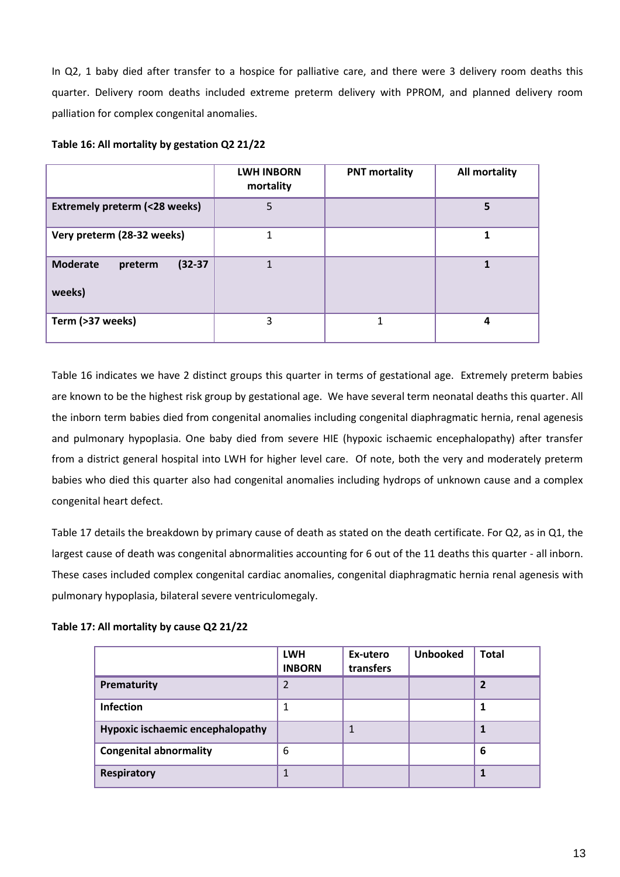In Q2, 1 baby died after transfer to a hospice for palliative care, and there were 3 delivery room deaths this quarter. Delivery room deaths included extreme preterm delivery with PPROM, and planned delivery room palliation for complex congenital anomalies.

**Table 16: All mortality by gestation Q2 21/22**

| | LWH INBORN mortality | PNT mortality | All mortality |
|---|---|---|---|
| **Extremely preterm (<28 weeks)** | 5 | | **5** |
| **Very preterm (28-32 weeks)** | 1 | | **1** |
| **Moderate preterm (32-37 weeks)** | 1 | | **1** |
| **Term (>37 weeks)** | 3 | 1 | **4** |

Table 16 indicates we have 2 distinct groups this quarter in terms of gestational age. Extremely preterm babies are known to be the highest risk group by gestational age. We have several term neonatal deaths this quarter. All the inborn term babies died from congenital anomalies including congenital diaphragmatic hernia, renal agenesis and pulmonary hypoplasia. One baby died from severe HIE (hypoxic ischaemic encephalopathy) after transfer from a district general hospital into LWH for higher level care. Of note, both the very and moderately preterm babies who died this quarter also had congenital anomalies including hydrops of unknown cause and a complex congenital heart defect.

Table 17 details the breakdown by primary cause of death as stated on the death certificate. For Q2, as in Q1, the largest cause of death was congenital abnormalities accounting for 6 out of the 11 deaths this quarter - all inborn. These cases included complex congenital cardiac anomalies, congenital diaphragmatic hernia renal agenesis with pulmonary hypoplasia, bilateral severe ventriculomegaly.

**Table 17: All mortality by cause Q2 21/22**

| | LWH INBORN | Ex-utero transfers | Unbooked | Total |
|---|---|---|---|---|
| **Prematurity** | 2 | | | **2** |
| **Infection** | 1 | | | **1** |
| **Hypoxic ischaemic encephalopathy** | | 1 | | **1** |
| **Congenital abnormality** | 6 | | | **6** |
| **Respiratory** | 1 | | | **1** |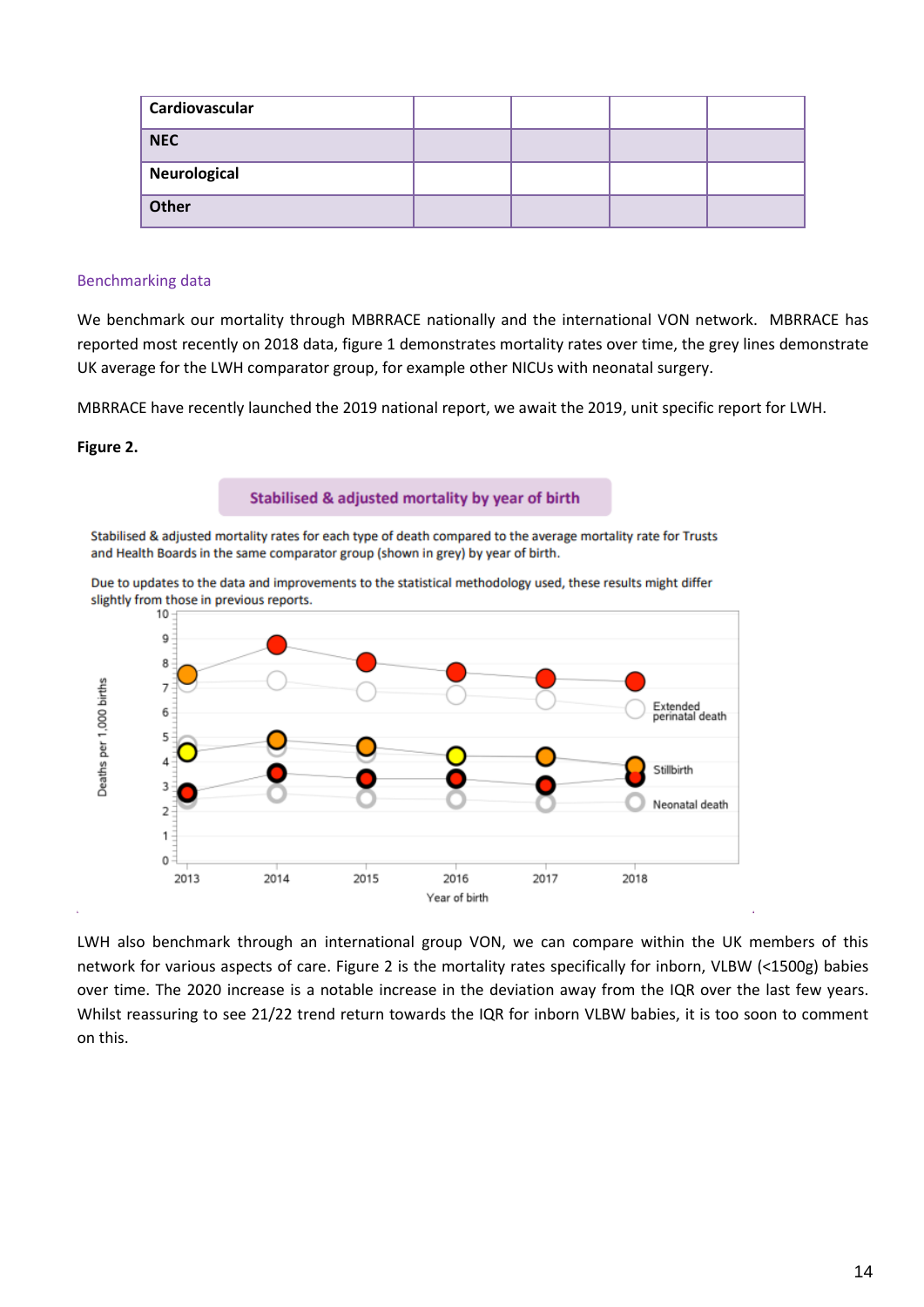| Cardiovascular | | | | |
|---|---|---|---|---|
| NEC | | | | |
| Neurological | | | | |
| Other | | | | |

## Benchmarking data

We benchmark our mortality through MBRRACE nationally and the international VON network. MBRRACE has reported most recently on 2018 data, figure 1 demonstrates mortality rates over time, the grey lines demonstrate UK average for the LWH comparator group, for example other NICUs with neonatal surgery.

MBRRACE have recently launched the 2019 national report, we await the 2019, unit specific report for LWH.

**Figure 2.**

Stabilised & adjusted mortality by year of birth

Stabilised & adjusted mortality rates for each type of death compared to the average mortality rate for Trusts and Health Boards in the same comparator group (shown in grey) by year of birth.

Due to updates to the data and improvements to the statistical methodology used, these results might differ slightly from those in previous reports.

LWH also benchmark through an international group VON, we can compare within the UK members of this network for various aspects of care. Figure 2 is the mortality rates specifically for inborn, VLBW (<1500g) babies over time. The 2020 increase is a notable increase in the deviation away from the IQR over the last few years. Whilst reassuring to see 21/22 trend return towards the IQR for inborn VLBW babies, it is too soon to comment on this.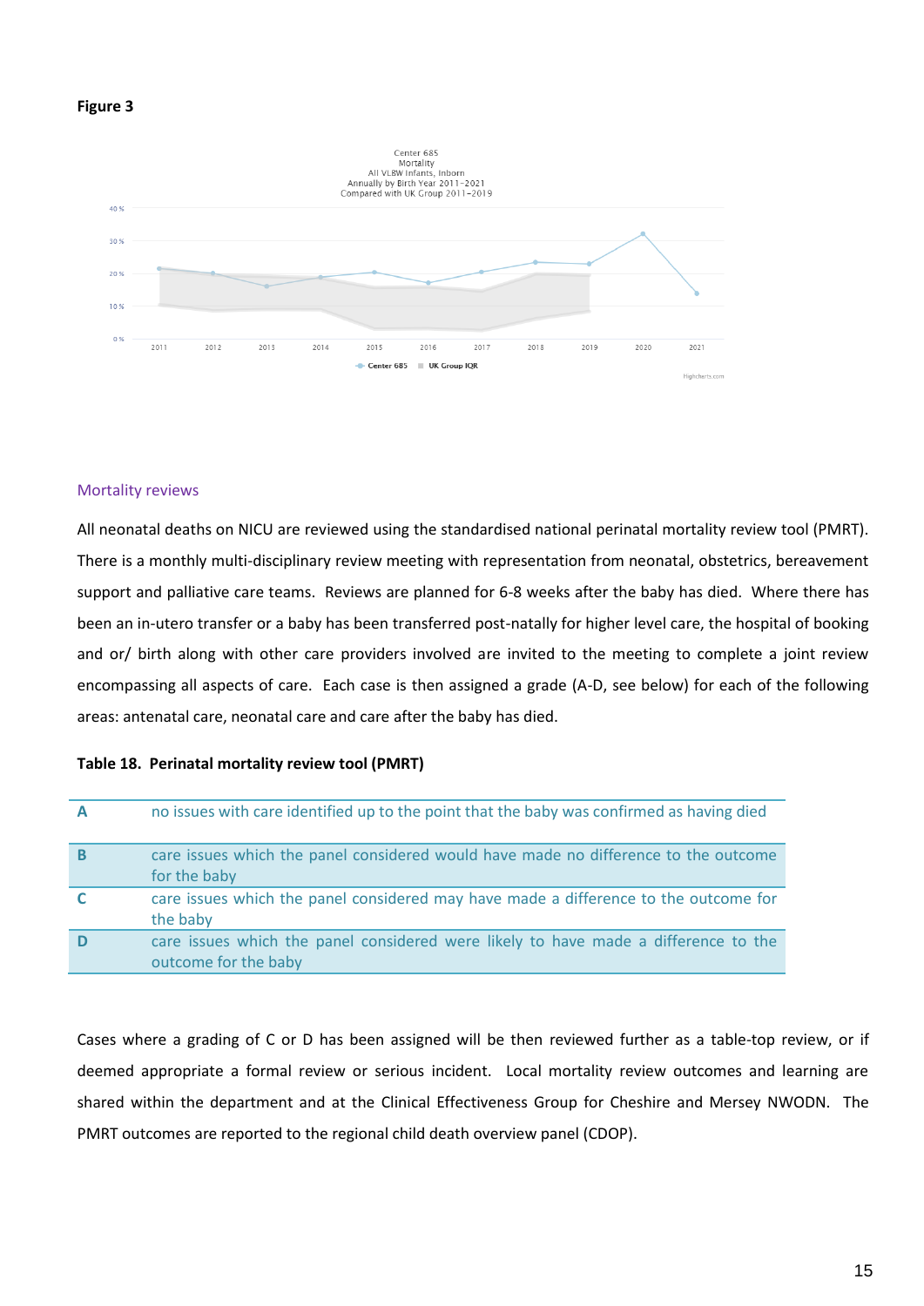**Figure 3**

Center 685
Mortality
All VLBW Infants, Inborn
Annually by Birth Year 2011–2021
Compared with UK Group 2011–2019

40 %
30 %
20 %
10 %
0 %

2011 2012 2013 2014 2015 2016 2017 2018 2019 2020 2021

Center 685 UK Group IQR

Highcharts.com

## Mortality reviews

All neonatal deaths on NICU are reviewed using the standardised national perinatal mortality review tool (PMRT). There is a monthly multi-disciplinary review meeting with representation from neonatal, obstetrics, bereavement support and palliative care teams. Reviews are planned for 6-8 weeks after the baby has died. Where there has been an in-utero transfer or a baby has been transferred post-natally for higher level care, the hospital of booking and or/ birth along with other care providers involved are invited to the meeting to complete a joint review encompassing all aspects of care. Each case is then assigned a grade (A-D, see below) for each of the following areas: antenatal care, neonatal care and care after the baby has died.

**Table 18. Perinatal mortality review tool (PMRT)**

| | |
|---|---|
| **A** | no issues with care identified up to the point that the baby was confirmed as having died |
| **B** | care issues which the panel considered would have made no difference to the outcome for the baby |
| **C** | care issues which the panel considered may have made a difference to the outcome for the baby |
| **D** | care issues which the panel considered were likely to have made a difference to the outcome for the baby |

Cases where a grading of C or D has been assigned will be then reviewed further as a table-top review, or if deemed appropriate a formal review or serious incident. Local mortality review outcomes and learning are shared within the department and at the Clinical Effectiveness Group for Cheshire and Mersey NWODN. The PMRT outcomes are reported to the regional child death overview panel (CDOP).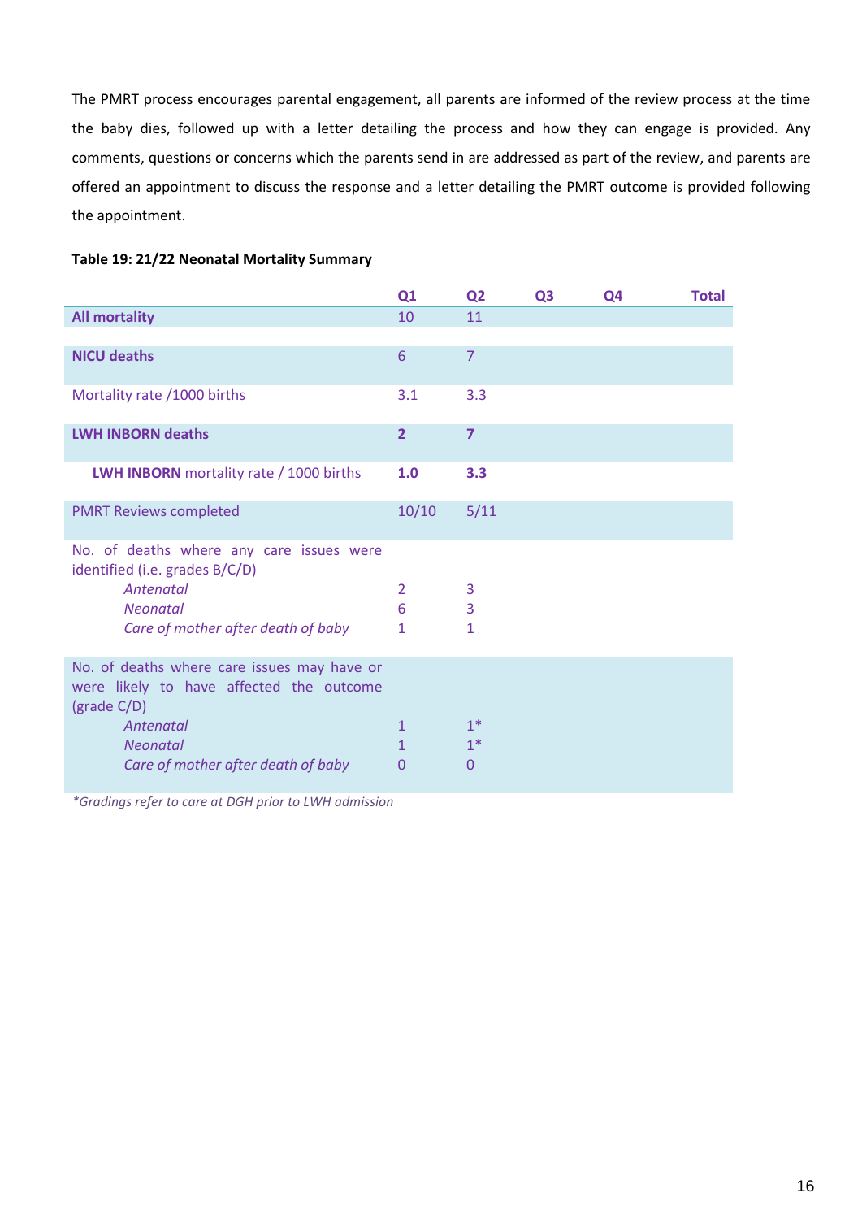The PMRT process encourages parental engagement, all parents are informed of the review process at the time the baby dies, followed up with a letter detailing the process and how they can engage is provided. Any comments, questions or concerns which the parents send in are addressed as part of the review, and parents are offered an appointment to discuss the response and a letter detailing the PMRT outcome is provided following the appointment.

**Table 19: 21/22 Neonatal Mortality Summary**

| | Q1 | Q2 | Q3 | Q4 | Total |
|---|---|---|---|---|---|
| **All mortality** | 10 | 11 | | | |
| **NICU deaths** | 6 | 7 | | | |
| Mortality rate /1000 births | 3.1 | 3.3 | | | |
| **LWH INBORN deaths** | **2** | **7** | | | |
| **LWH INBORN** mortality rate / 1000 births | **1.0** | **3.3** | | | |
| PMRT Reviews completed | 10/10 | 5/11 | | | |
| No. of deaths where any care issues were identified (i.e. grades B/C/D) | | | | | |
| *Antenatal* | 2 | 3 | | | |
| *Neonatal* | 6 | 3 | | | |
| *Care of mother after death of baby* | 1 | 1 | | | |
| No. of deaths where care issues may have or were likely to have affected the outcome (grade C/D) | | | | | |
| *Antenatal* | 1 | 1* | | | |
| *Neonatal* | 1 | 1* | | | |
| *Care of mother after death of baby* | 0 | 0 | | | |

*\*Gradings refer to care at DGH prior to LWH admission*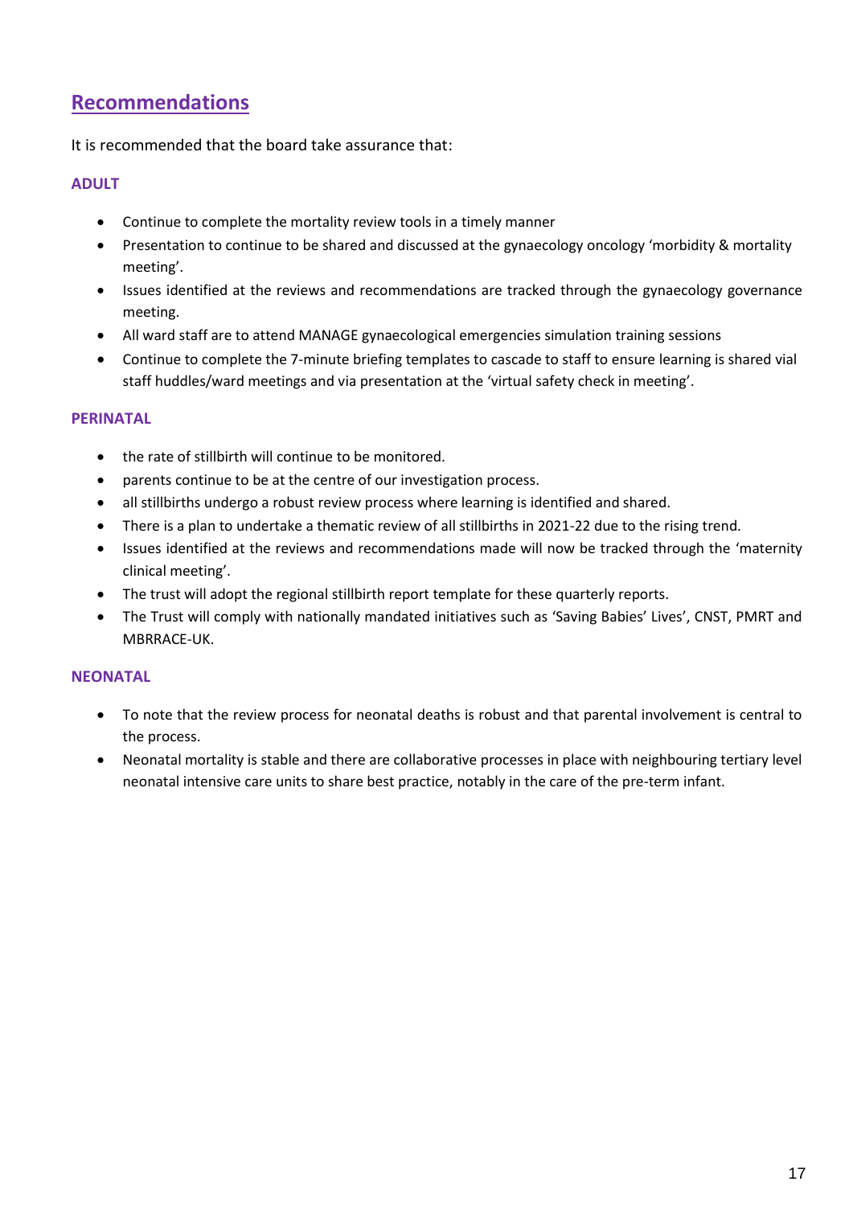## Recommendations

It is recommended that the board take assurance that:

### ADULT

- Continue to complete the mortality review tools in a timely manner
- Presentation to continue to be shared and discussed at the gynaecology oncology 'morbidity & mortality meeting'.
- Issues identified at the reviews and recommendations are tracked through the gynaecology governance meeting.
- All ward staff are to attend MANAGE gynaecological emergencies simulation training sessions
- Continue to complete the 7-minute briefing templates to cascade to staff to ensure learning is shared vial staff huddles/ward meetings and via presentation at the 'virtual safety check in meeting'.

### PERINATAL

- the rate of stillbirth will continue to be monitored.
- parents continue to be at the centre of our investigation process.
- all stillbirths undergo a robust review process where learning is identified and shared.
- There is a plan to undertake a thematic review of all stillbirths in 2021-22 due to the rising trend.
- Issues identified at the reviews and recommendations made will now be tracked through the 'maternity clinical meeting'.
- The trust will adopt the regional stillbirth report template for these quarterly reports.
- The Trust will comply with nationally mandated initiatives such as 'Saving Babies' Lives', CNST, PMRT and MBRRACE-UK.

### NEONATAL

- To note that the review process for neonatal deaths is robust and that parental involvement is central to the process.
- Neonatal mortality is stable and there are collaborative processes in place with neighbouring tertiary level neonatal intensive care units to share best practice, notably in the care of the pre-term infant.